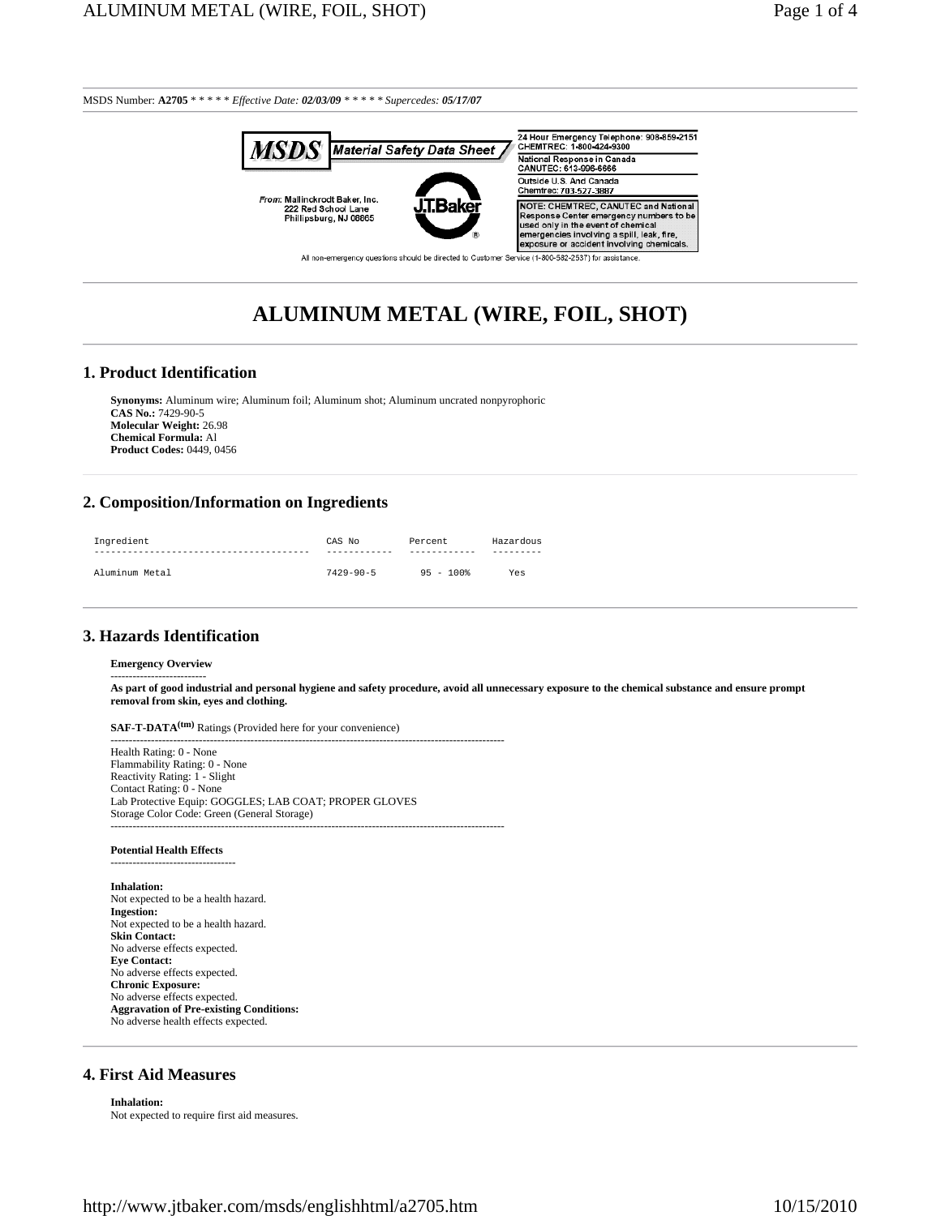MSDS Number: **A2705** * * * * * *Effective Date: **02/03/09*** * * * * * *Supercedes: **05/17/07***

**MSDS** Material Safety Data Sheet

From: Mallinckrodt Baker, Inc.
222 Red School Lane
Phillipsburg, NJ 08865

J.T.Baker

24 Hour Emergency Telephone: 908-859-2151
CHEMTREC: 1-800-424-9300

National Response in Canada
CANUTEC: 613-996-6666

Outside U.S. And Canada
Chemtrec: 703-527-3887

NOTE: CHEMTREC, CANUTEC and National Response Center emergency numbers to be used only in the event of chemical emergencies involving a spill, leak, fire, exposure or accident involving chemicals.

All non-emergency questions should be directed to Customer Service (1-800-582-2537) for assistance.

# ALUMINUM METAL (WIRE, FOIL, SHOT)

## 1. Product Identification

**Synonyms:** Aluminum wire; Aluminum foil; Aluminum shot; Aluminum uncrated nonpyrophoric
**CAS No.:** 7429-90-5
**Molecular Weight:** 26.98
**Chemical Formula:** Al
**Product Codes:** 0449, 0456

## 2. Composition/Information on Ingredients

| Ingredient | CAS No | Percent | Hazardous |
|---|---|---|---|
| Aluminum Metal | 7429-90-5 | 95 - 100% | Yes |

## 3. Hazards Identification

**Emergency Overview**

**As part of good industrial and personal hygiene and safety procedure, avoid all unnecessary exposure to the chemical substance and ensure prompt removal from skin, eyes and clothing.**

**SAF-T-DATA(tm)** Ratings (Provided here for your convenience)

Health Rating: 0 - None
Flammability Rating: 0 - None
Reactivity Rating: 1 - Slight
Contact Rating: 0 - None
Lab Protective Equip: GOGGLES; LAB COAT; PROPER GLOVES
Storage Color Code: Green (General Storage)

**Potential Health Effects**

**Inhalation:**
Not expected to be a health hazard.
**Ingestion:**
Not expected to be a health hazard.
**Skin Contact:**
No adverse effects expected.
**Eye Contact:**
No adverse effects expected.
**Chronic Exposure:**
No adverse effects expected.
**Aggravation of Pre-existing Conditions:**
No adverse health effects expected.

## 4. First Aid Measures

**Inhalation:**
Not expected to require first aid measures.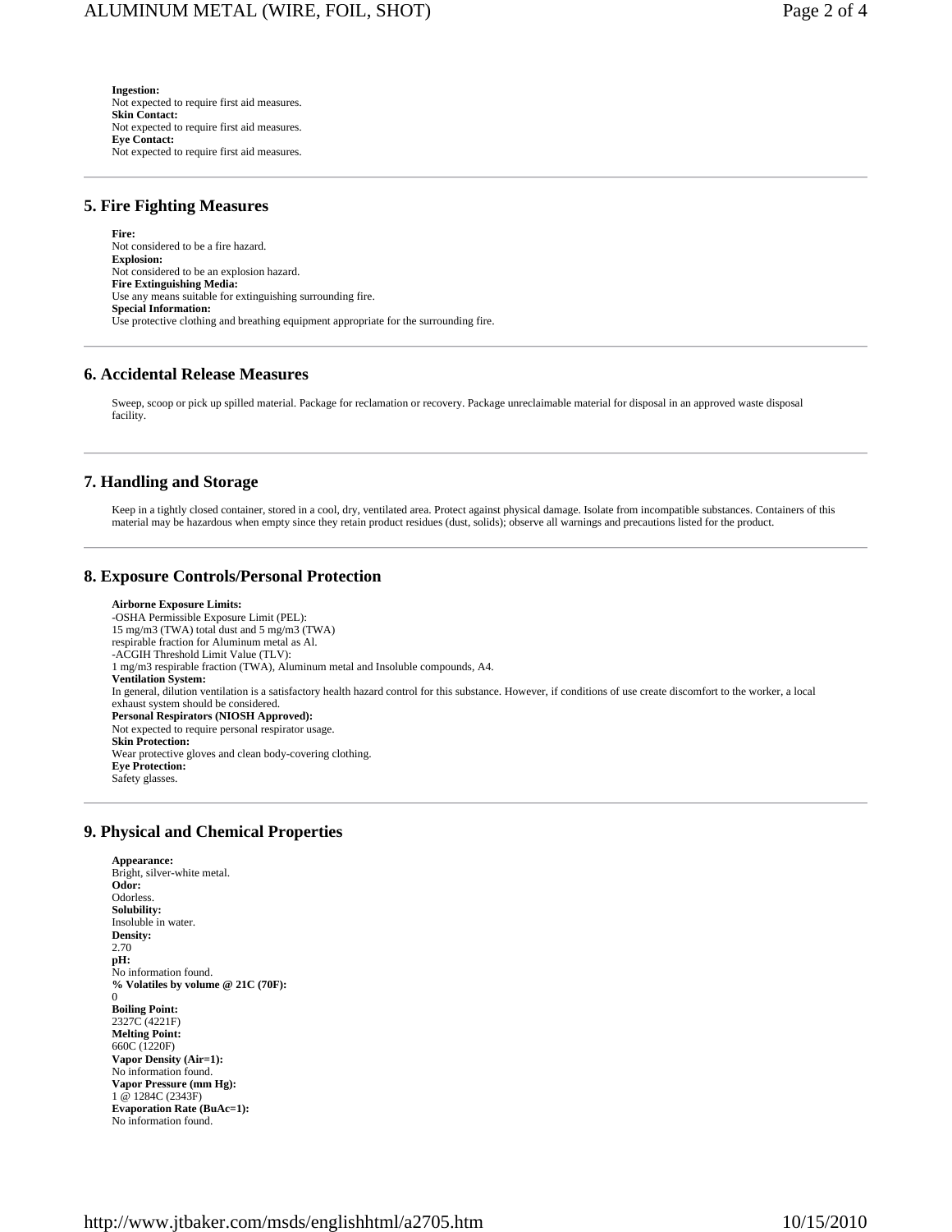**Ingestion:**
Not expected to require first aid measures.
**Skin Contact:**
Not expected to require first aid measures.
**Eye Contact:**
Not expected to require first aid measures.

## 5. Fire Fighting Measures

**Fire:**
Not considered to be a fire hazard.
**Explosion:**
Not considered to be an explosion hazard.
**Fire Extinguishing Media:**
Use any means suitable for extinguishing surrounding fire.
**Special Information:**
Use protective clothing and breathing equipment appropriate for the surrounding fire.

## 6. Accidental Release Measures

Sweep, scoop or pick up spilled material. Package for reclamation or recovery. Package unreclaimable material for disposal in an approved waste disposal facility.

## 7. Handling and Storage

Keep in a tightly closed container, stored in a cool, dry, ventilated area. Protect against physical damage. Isolate from incompatible substances. Containers of this material may be hazardous when empty since they retain product residues (dust, solids); observe all warnings and precautions listed for the product.

## 8. Exposure Controls/Personal Protection

**Airborne Exposure Limits:**
-OSHA Permissible Exposure Limit (PEL):
15 mg/m3 (TWA) total dust and 5 mg/m3 (TWA)
respirable fraction for Aluminum metal as Al.
-ACGIH Threshold Limit Value (TLV):
1 mg/m3 respirable fraction (TWA), Aluminum metal and Insoluble compounds, A4.
**Ventilation System:**
In general, dilution ventilation is a satisfactory health hazard control for this substance. However, if conditions of use create discomfort to the worker, a local exhaust system should be considered.
**Personal Respirators (NIOSH Approved):**
Not expected to require personal respirator usage.
**Skin Protection:**
Wear protective gloves and clean body-covering clothing.
**Eye Protection:**
Safety glasses.

## 9. Physical and Chemical Properties

**Appearance:**
Bright, silver-white metal.
**Odor:**
Odorless.
**Solubility:**
Insoluble in water.
**Density:**
2.70
**pH:**
No information found.
**% Volatiles by volume @ 21C (70F):**
0
**Boiling Point:**
2327C (4221F)
**Melting Point:**
660C (1220F)
**Vapor Density (Air=1):**
No information found.
**Vapor Pressure (mm Hg):**
1 @ 1284C (2343F)
**Evaporation Rate (BuAc=1):**
No information found.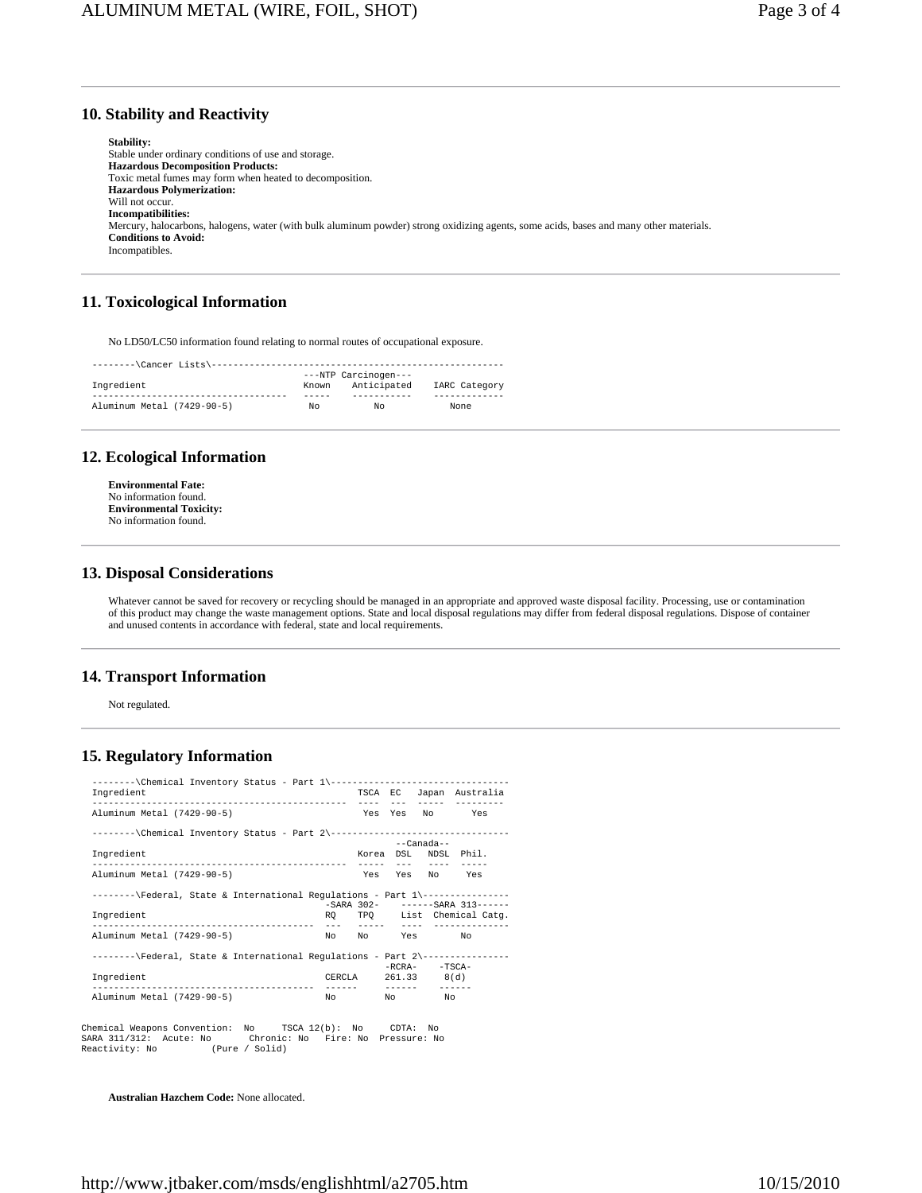## 10. Stability and Reactivity

**Stability:**
Stable under ordinary conditions of use and storage.
**Hazardous Decomposition Products:**
Toxic metal fumes may form when heated to decomposition.
**Hazardous Polymerization:**
Will not occur.
**Incompatibilities:**
Mercury, halocarbons, halogens, water (with bulk aluminum powder) strong oxidizing agents, some acids, bases and many other materials.
**Conditions to Avoid:**
Incompatibles.

## 11. Toxicological Information

No LD50/LC50 information found relating to normal routes of occupational exposure.

--------\Cancer Lists\--------

| Ingredient | ---NTP Carcinogen--- Known | Anticipated | IARC Category |
|---|---|---|---|
| Aluminum Metal (7429-90-5) | No | No | None |

## 12. Ecological Information

**Environmental Fate:**
No information found.
**Environmental Toxicity:**
No information found.

## 13. Disposal Considerations

Whatever cannot be saved for recovery or recycling should be managed in an appropriate and approved waste disposal facility. Processing, use or contamination of this product may change the waste management options. State and local disposal regulations may differ from federal disposal regulations. Dispose of container and unused contents in accordance with federal, state and local requirements.

## 14. Transport Information

Not regulated.

## 15. Regulatory Information

--------\Chemical Inventory Status - Part 1\--------

| Ingredient | TSCA | EC | Japan | Australia |
|---|---|---|---|---|
| Aluminum Metal (7429-90-5) | Yes | Yes | No | Yes |

--------\Chemical Inventory Status - Part 2\--------

| Ingredient | Korea | --Canada-- DSL | NDSL | Phil. |
|---|---|---|---|---|
| Aluminum Metal (7429-90-5) | Yes | Yes | No | Yes |

--------\Federal, State & International Regulations - Part 1\--------

| Ingredient | -SARA 302- RQ | TPQ | ------SARA 313------ List | Chemical Catg. |
|---|---|---|---|---|
| Aluminum Metal (7429-90-5) | No | No | Yes | No |

--------\Federal, State & International Regulations - Part 2\--------

| Ingredient | CERCLA | -RCRA- 261.33 | -TSCA- 8(d) |
|---|---|---|---|
| Aluminum Metal (7429-90-5) | No | No | No |

Chemical Weapons Convention: No TSCA 12(b): No CDTA: No
SARA 311/312: Acute: No Chronic: No Fire: No Pressure: No
Reactivity: No (Pure / Solid)

**Australian Hazchem Code:** None allocated.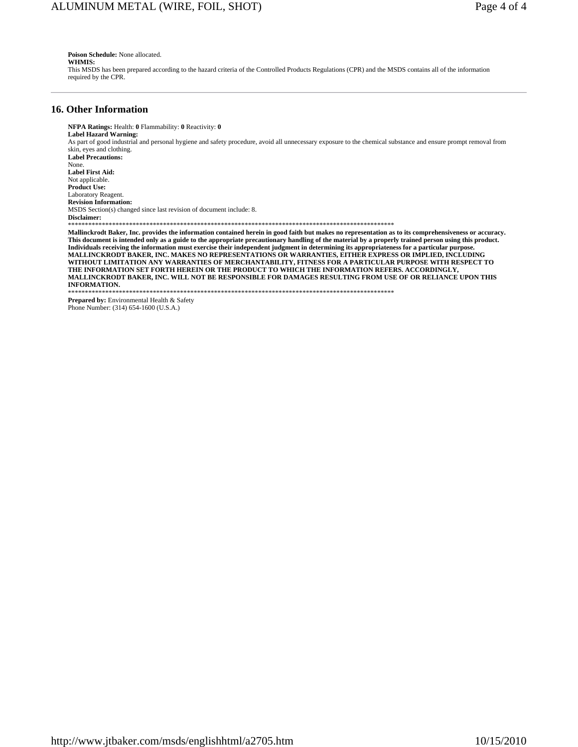**Poison Schedule:** None allocated.
**WHMIS:**
This MSDS has been prepared according to the hazard criteria of the Controlled Products Regulations (CPR) and the MSDS contains all of the information required by the CPR.

---

## 16. Other Information

**NFPA Ratings:** Health: **0** Flammability: **0** Reactivity: **0**
**Label Hazard Warning:**
As part of good industrial and personal hygiene and safety procedure, avoid all unnecessary exposure to the chemical substance and ensure prompt removal from skin, eyes and clothing.
**Label Precautions:**
None.
**Label First Aid:**
Not applicable.
**Product Use:**
Laboratory Reagent.
**Revision Information:**
MSDS Section(s) changed since last revision of document include: 8.
**Disclaimer:**
************************************************************************************************

**Mallinckrodt Baker, Inc. provides the information contained herein in good faith but makes no representation as to its comprehensiveness or accuracy. This document is intended only as a guide to the appropriate precautionary handling of the material by a properly trained person using this product. Individuals receiving the information must exercise their independent judgment in determining its appropriateness for a particular purpose. MALLINCKRODT BAKER, INC. MAKES NO REPRESENTATIONS OR WARRANTIES, EITHER EXPRESS OR IMPLIED, INCLUDING WITHOUT LIMITATION ANY WARRANTIES OF MERCHANTABILITY, FITNESS FOR A PARTICULAR PURPOSE WITH RESPECT TO THE INFORMATION SET FORTH HEREIN OR THE PRODUCT TO WHICH THE INFORMATION REFERS. ACCORDINGLY, MALLINCKRODT BAKER, INC. WILL NOT BE RESPONSIBLE FOR DAMAGES RESULTING FROM USE OF OR RELIANCE UPON THIS INFORMATION.**

************************************************************************************************

**Prepared by:** Environmental Health & Safety
Phone Number: (314) 654-1600 (U.S.A.)